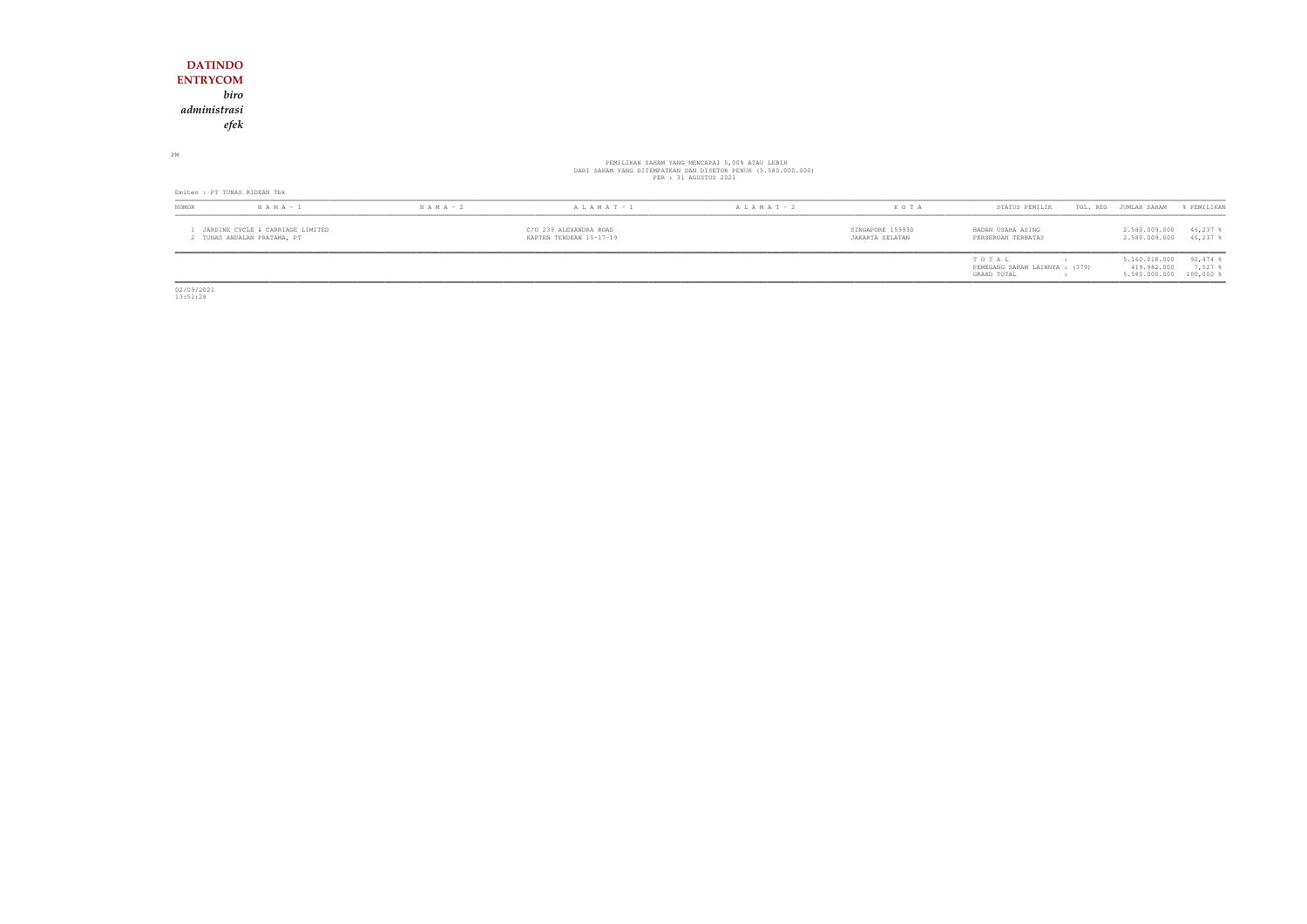**DATINDO**
**ENTRYCOM**
***biro***
***administrasi***
***efek***

PM

PEMILIKAN SAHAM YANG MENCAPAI 5,00% ATAU LEBIH
DARI SAHAM YANG DITEMPATKAN DAN DISETOR PENUH (5.580.000.000)
PER : 31 AGUSTUS 2021

Emiten : PT TUNAS RIDEAN Tbk

| NOMOR | N A M A - 1 | N A M A - 2 | A L A M A T - 1 | A L A M A T - 2 | K O T A | STATUS PEMILIK | TGL. REG | JUMLAH SAHAM | % PEMILIKAN |
|---|---|---|---|---|---|---|---|---|---|
| 1 | JARDINE CYCLE & CARRIAGE LIMITED | | C/O 239 ALEXANDRA ROAD | | SINGAPORE 159930 | BADAN USAHA ASING | | 2.580.009.000 | 46,237 % |
| 2 | TUNAS ANDALAN PRATAMA, PT | | KAPTEN TENDEAN 15-17-19 | | JAKARTA SELATAN | PERSEROAN TERBATAS | | 2.580.009.000 | 46,237 % |
| | | | | | | T O T A L : | | 5.160.018.000 | 92,474 % |
| | | | | | | PEMEGANG SAHAM LAINNYA : (379) | | 419.982.000 | 7,527 % |
| | | | | | | GRAND TOTAL : | | 5.580.000.000 | 100,000 % |

02/09/2021
13:51:28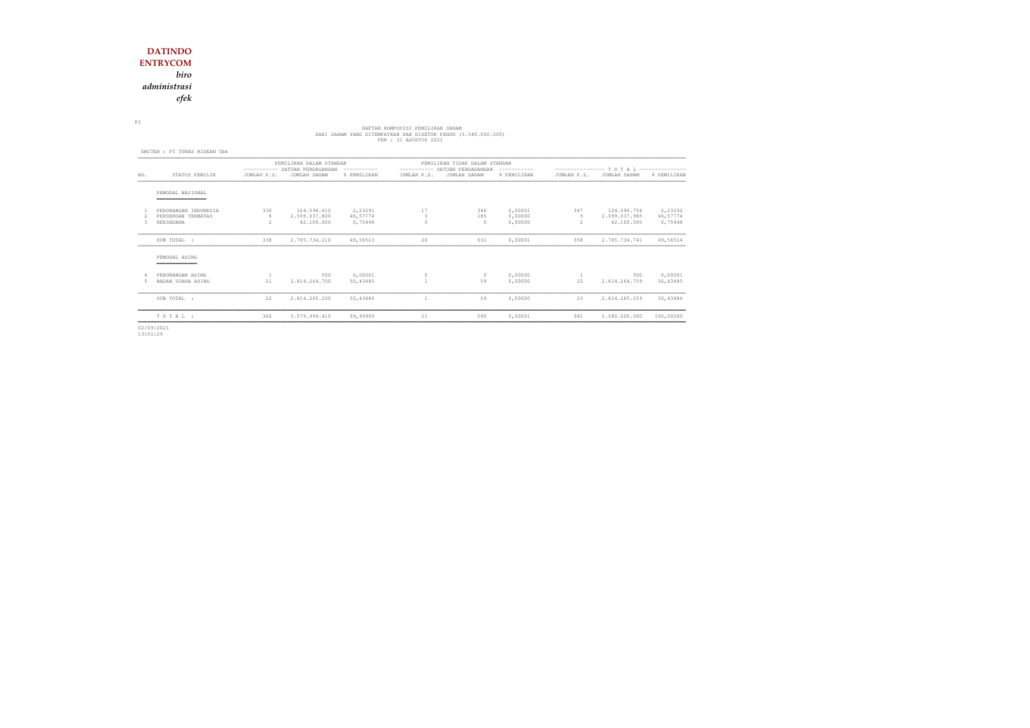**DATINDO**
**ENTRYCOM**
*biro administrasi efek*

P2

DAFTAR KOMPOSISI PEMILIKAN SAHAM
DARI SAHAM YANG DITEMPATKAN DAN DISETOR PENUH (5.580.000.000)
PER : 31 AGUSTUS 2021

EMITEN : PT TUNAS RIDEAN Tbk

| NO. | STATUS PEMILIK | PEMILIKAN DALAM STANDAR SATUAN PERDAGANGAN | | | PEMILIKAN TIDAK DALAM STANDAR SATUAN PERDAGANGAN | | | T O T A L | | |
|---|---|---|---|---|---|---|---|---|---|---|
| | | JUMLAH P.S. | JUMLAH SAHAM | % PEMILIKAN | JUMLAH P.S. | JUMLAH SAHAM | % PEMILIKAN | JUMLAH P.S. | JUMLAH SAHAM | % PEMILIKAN |
| | PEMODAL NASIONAL | | | | | | | | | |
| 1 | PERORANGAN INDONESIA | 330 | 124.596.410 | 2,23291 | 17 | 346 | 0,00001 | 347 | 124.596.756 | 2,23292 |
| 2 | PERSEROAN TERBATAS | 6 | 2.599.037.800 | 46,57774 | 3 | 185 | 0,00000 | 9 | 2.599.037.985 | 46,57774 |
| 3 | REKSADANA | 2 | 42.100.000 | 0,75448 | 0 | 0 | 0,00000 | 2 | 42.100.000 | 0,75448 |
| | SUB TOTAL : | 338 | 2.765.734.210 | 49,56513 | 20 | 531 | 0,00001 | 358 | 2.765.734.741 | 49,56514 |
| | PEMODAL ASING | | | | | | | | | |
| 4 | PERORANGAN ASING | 1 | 500 | 0,00001 | 0 | 0 | 0,00000 | 1 | 500 | 0,00001 |
| 5 | BADAN USAHA ASING | 21 | 2.814.264.700 | 50,43485 | 1 | 59 | 0,00000 | 22 | 2.814.264.759 | 50,43485 |
| | SUB TOTAL : | 22 | 2.814.265.200 | 50,43486 | 1 | 59 | 0,00000 | 23 | 2.814.265.259 | 50,43486 |
| | T O T A L : | 360 | 5.579.999.410 | 99,99999 | 21 | 590 | 0,00001 | 381 | 5.580.000.000 | 100,00000 |

02/09/2021
13:51:29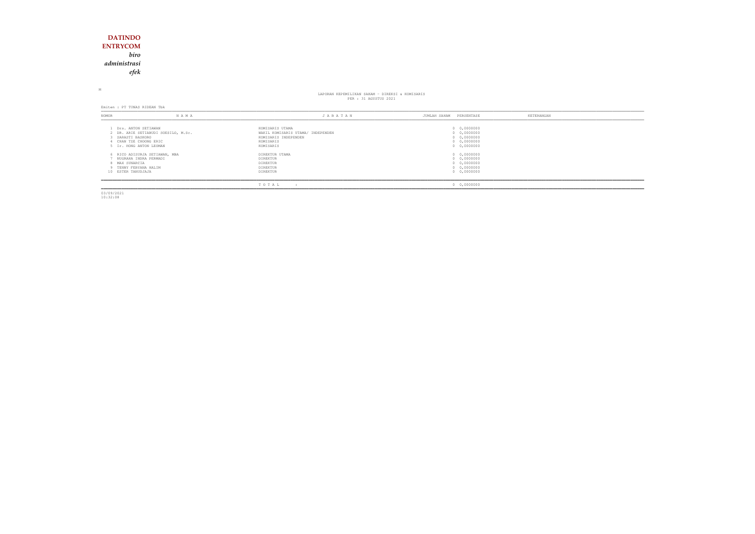**DATINDO**
**ENTRYCOM**
***biro administrasi efek***

M

LAPORAN KEPEMILIKAN SAHAM - DIREKSI & KOMISARIS
PER : 31 AGUSTUS 2021

Emiten : PT TUNAS RIDEAN Tbk

| NOMOR | N A M A | J A B A T A N | JUMLAH SAHAM | PERSENTASE | KETERANGAN |
|---|---|---|---|---|---|
| 1 | Drs. ANTON SETIAWAN | KOMISARIS UTAMA | 0 | 0,0000000 | |
| 2 | DR. ARIE SETIABUDI SOESILO, M.Sc. | WAKIL KOMISARIS UTAMA/ INDEPENDEN | 0 | 0,0000000 | |
| 3 | SARASTI BASKORO | KOMISARIS INDEPENDEN | 0 | 0,0000000 | |
| 4 | CHAN TZE CHOONG ERIC | KOMISARIS | 0 | 0,0000000 | |
| 5 | Ir. HONG ANTON LEOMAN | KOMISARIS | 0 | 0,0000000 | |
| 6 | RICO ADISURJA SETIAWAN, MBA | DIREKTUR UTAMA | 0 | 0,0000000 | |
| 7 | NUGRAHA INDRA PERMADI | DIREKTUR | 0 | 0,0000000 | |
| 8 | MAX SUNARCIA | DIREKTUR | 0 | 0,0000000 | |
| 9 | TENNY FEBYANA HALIM | DIREKTUR | 0 | 0,0000000 | |
| 10 | ESTER TANUDJAJA | DIREKTUR | 0 | 0,0000000 | |
| | | T O T A L : | 0 | 0,0000000 | |

03/09/2021
10:32:08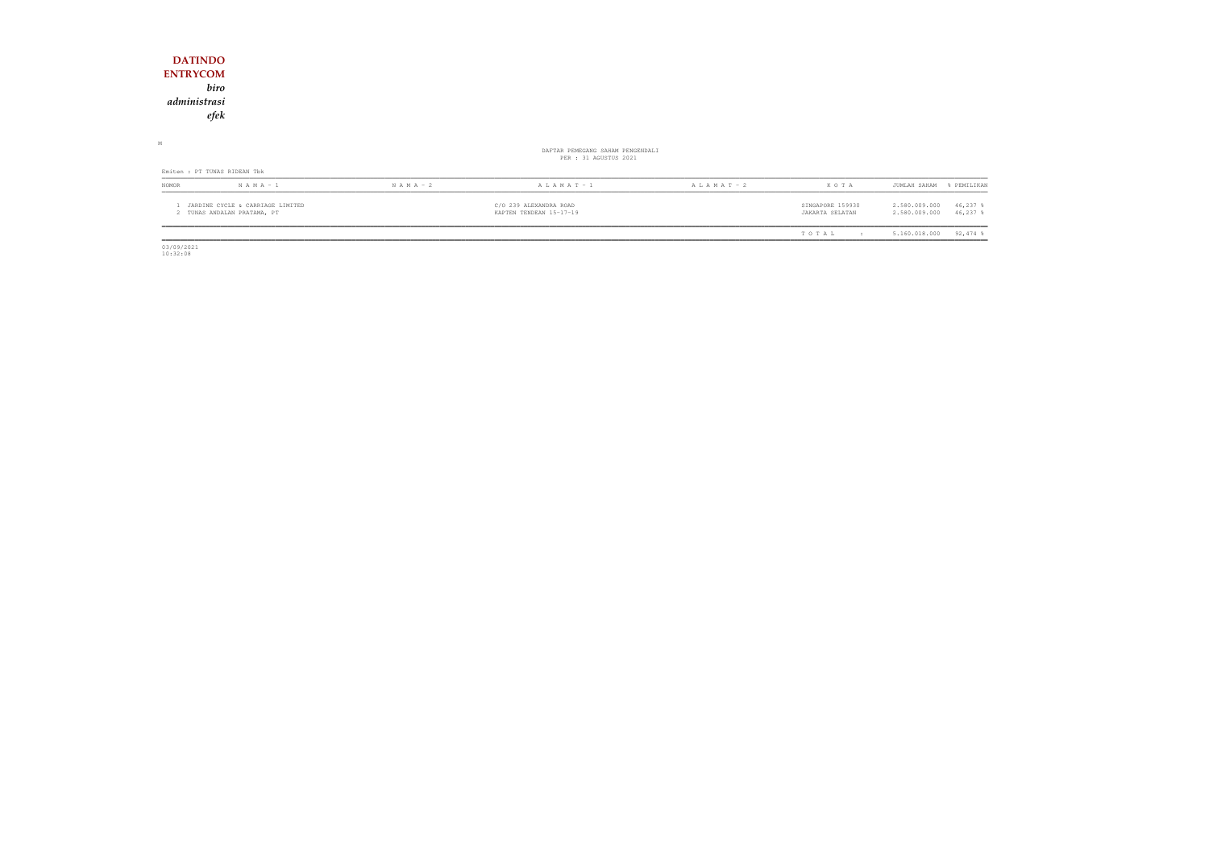**DATINDO**
**ENTRYCOM**
*biro*
*administrasi*
*efek*

M

DAFTAR PEMEGANG SAHAM PENGENDALI
PER : 31 AGUSTUS 2021

Emiten : PT TUNAS RIDEAN Tbk

| NOMOR | N A M A - 1 | N A M A - 2 | A L A M A T - 1 | A L A M A T - 2 | K O T A | JUMLAH SAHAM | % PEMILIKAN |
|---|---|---|---|---|---|---|---|
| 1 | JARDINE CYCLE & CARRIAGE LIMITED | | C/O 239 ALEXANDRA ROAD | | SINGAPORE 159930 | 2.580.009.000 | 46,237 % |
| 2 | TUNAS ANDALAN PRATAMA, PT | | KAPTEN TENDEAN 15-17-19 | | JAKARTA SELATAN | 2.580.009.000 | 46,237 % |
| | | | | | T O T A L : | 5.160.018.000 | 92,474 % |

03/09/2021
10:32:08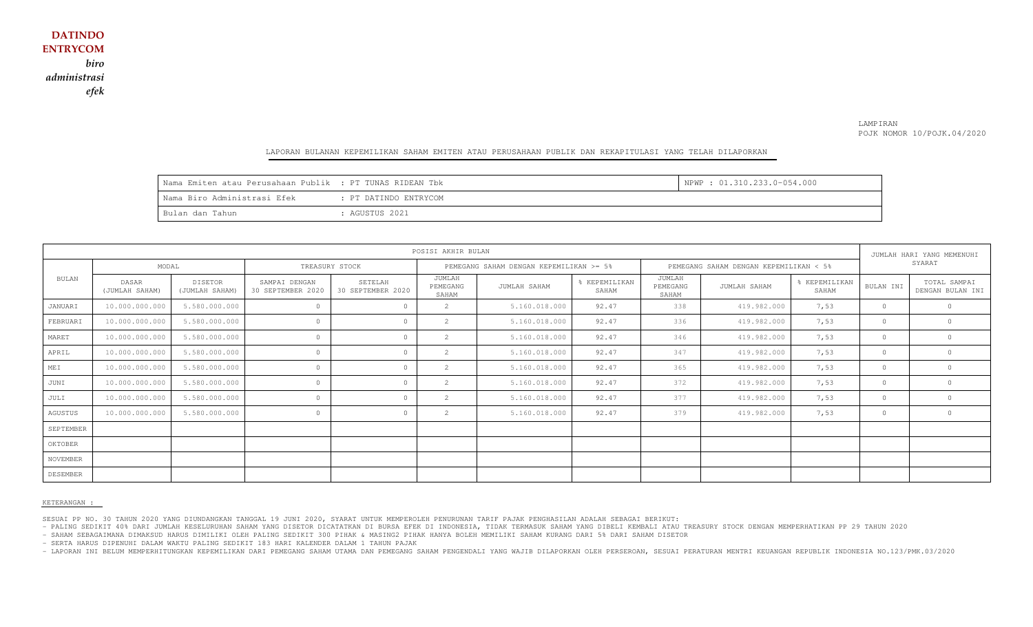**DATINDO ENTRYCOM**

*biro administrasi efek*

LAMPIRAN
POJK NOMOR 10/POJK.04/2020

## LAPORAN BULANAN KEPEMILIKAN SAHAM EMITEN ATAU PERUSAHAAN PUBLIK DAN REKAPITULASI YANG TELAH DILAPORKAN

| | |
|---|---|
| Nama Emiten atau Perusahaan Publik : PT TUNAS RIDEAN Tbk | NPWP : 01.310.233.0-054.000 |
| Nama Biro Administrasi Efek : PT DATINDO ENTRYCOM | |
| Bulan dan Tahun : AGUSTUS 2021 | |

| BULAN | POSISI AKHIR BULAN | | | | | | | | | | JUMLAH HARI YANG MEMENUHI SYARAT | |
|---|---|---|---|---|---|---|---|---|---|---|---|---|
| | MODAL | | TREASURY STOCK | | PEMEGANG SAHAM DENGAN KEPEMILIKAN >= 5% | | | PEMEGANG SAHAM DENGAN KEPEMILIKAN < 5% | | | | |
| | DASAR (JUMLAH SAHAM) | DISETOR (JUMLAH SAHAM) | SAMPAI DENGAN 30 SEPTEMBER 2020 | SETELAH 30 SEPTEMBER 2020 | JUMLAH PEMEGANG SAHAM | JUMLAH SAHAM | % KEPEMILIKAN SAHAM | JUMLAH PEMEGANG SAHAM | JUMLAH SAHAM | % KEPEMILIKAN SAHAM | BULAN INI | TOTAL SAMPAI DENGAN BULAN INI |
| JANUARI | 10.000.000.000 | 5.580.000.000 | 0 | 0 | 2 | 5.160.018.000 | 92.47 | 338 | 419.982.000 | 7,53 | 0 | 0 |
| FEBRUARI | 10.000.000.000 | 5.580.000.000 | 0 | 0 | 2 | 5.160.018.000 | 92.47 | 336 | 419.982.000 | 7,53 | 0 | 0 |
| MARET | 10.000.000.000 | 5.580.000.000 | 0 | 0 | 2 | 5.160.018.000 | 92.47 | 346 | 419.982.000 | 7,53 | 0 | 0 |
| APRIL | 10.000.000.000 | 5.580.000.000 | 0 | 0 | 2 | 5.160.018.000 | 92.47 | 347 | 419.982.000 | 7,53 | 0 | 0 |
| MEI | 10.000.000.000 | 5.580.000.000 | 0 | 0 | 2 | 5.160.018.000 | 92.47 | 365 | 419.982.000 | 7,53 | 0 | 0 |
| JUNI | 10.000.000.000 | 5.580.000.000 | 0 | 0 | 2 | 5.160.018.000 | 92.47 | 372 | 419.982.000 | 7,53 | 0 | 0 |
| JULI | 10.000.000.000 | 5.580.000.000 | 0 | 0 | 2 | 5.160.018.000 | 92.47 | 377 | 419.982.000 | 7,53 | 0 | 0 |
| AGUSTUS | 10.000.000.000 | 5.580.000.000 | 0 | 0 | 2 | 5.160.018.000 | 92.47 | 379 | 419.982.000 | 7,53 | 0 | 0 |
| SEPTEMBER | | | | | | | | | | | | |
| OKTOBER | | | | | | | | | | | | |
| NOVEMBER | | | | | | | | | | | | |
| DESEMBER | | | | | | | | | | | | |

KETERANGAN :

SESUAI PP NO. 30 TAHUN 2020 YANG DIUNDANGKAN TANGGAL 19 JUNI 2020, SYARAT UNTUK MEMPEROLEH PENURUNAN TARIF PAJAK PENGHASILAN ADALAH SEBAGAI BERIKUT:
- PALING SEDIKIT 40% DARI JUMLAH KESELURUHAN SAHAM YANG DISETOR DICATATKAN DI BURSA EFEK DI INDONESIA, TIDAK TERMASUK SAHAM YANG DIBELI KEMBALI ATAU TREASURY STOCK DENGAN MEMPERHATIKAN PP 29 TAHUN 2020
- SAHAM SEBAGAIMANA DIMAKSUD HARUS DIMILIKI OLEH PALING SEDIKIT 300 PIHAK & MASING2 PIHAK HANYA BOLEH MEMILIKI SAHAM KURANG DARI 5% DARI SAHAM DISETOR
- SERTA HARUS DIPENUHI DALAM WAKTU PALING SEDIKIT 183 HARI KALENDER DALAM 1 TAHUN PAJAK
- LAPORAN INI BELUM MEMPERHITUNGKAN KEPEMILIKAN DARI PEMEGANG SAHAM UTAMA DAN PEMEGANG SAHAM PENGENDALI YANG WAJIB DILAPORKAN OLEH PERSEROAN, SESUAI PERATURAN MENTRI KEUANGAN REPUBLIK INDONESIA NO.123/PMK.03/2020